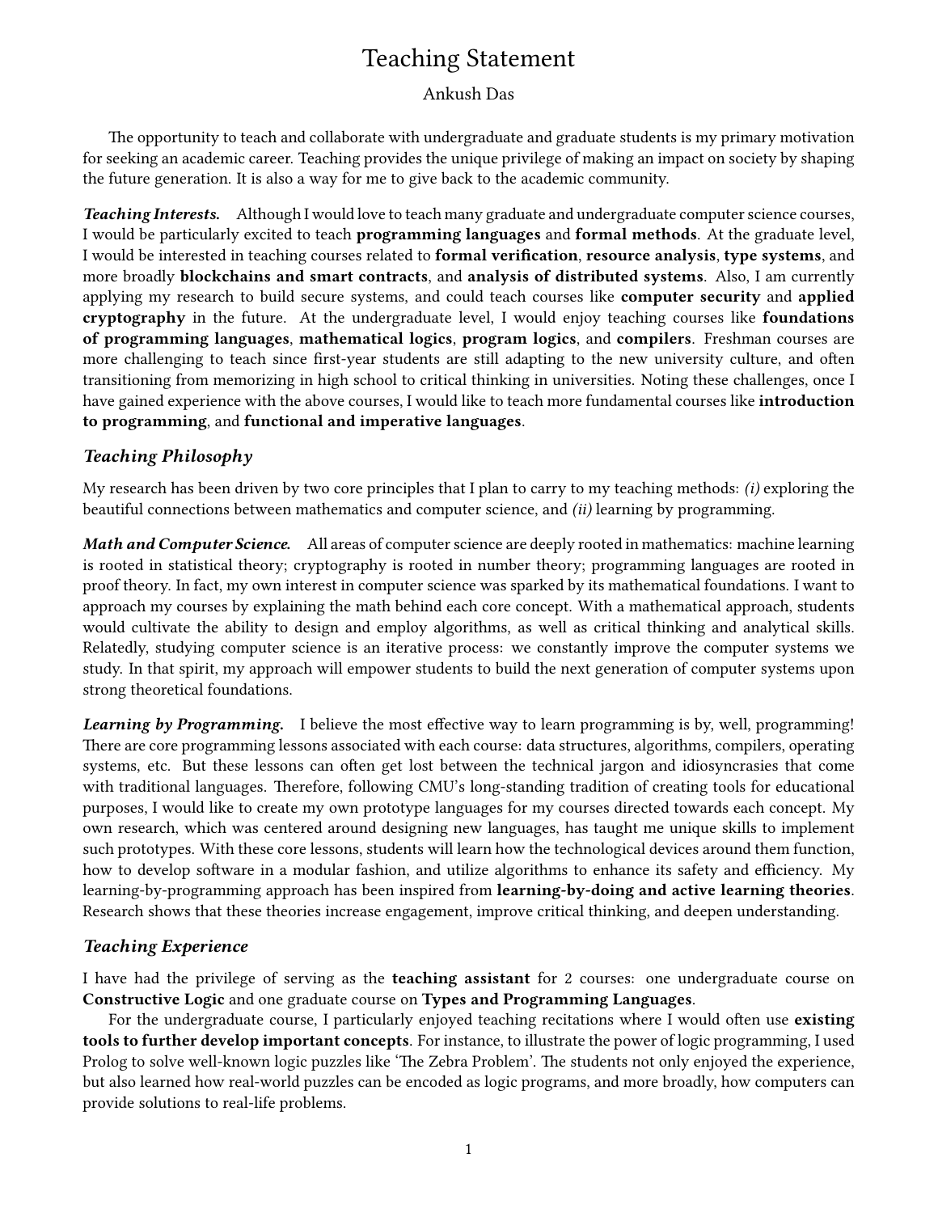# Teaching Statement

Ankush Das

The opportunity to teach and collaborate with undergraduate and graduate students is my primary motivation for seeking an academic career. Teaching provides the unique privilege of making an impact on society by shaping the future generation. It is also a way for me to give back to the academic community.

***Teaching Interests.*** Although I would love to teach many graduate and undergraduate computer science courses, I would be particularly excited to teach **programming languages** and **formal methods**. At the graduate level, I would be interested in teaching courses related to **formal verification**, **resource analysis**, **type systems**, and more broadly **blockchains and smart contracts**, and **analysis of distributed systems**. Also, I am currently applying my research to build secure systems, and could teach courses like **computer security** and **applied cryptography** in the future. At the undergraduate level, I would enjoy teaching courses like **foundations of programming languages**, **mathematical logics**, **program logics**, and **compilers**. Freshman courses are more challenging to teach since first-year students are still adapting to the new university culture, and often transitioning from memorizing in high school to critical thinking in universities. Noting these challenges, once I have gained experience with the above courses, I would like to teach more fundamental courses like **introduction to programming**, and **functional and imperative languages**.

## *Teaching Philosophy*

My research has been driven by two core principles that I plan to carry to my teaching methods: *(i)* exploring the beautiful connections between mathematics and computer science, and *(ii)* learning by programming.

***Math and Computer Science.*** All areas of computer science are deeply rooted in mathematics: machine learning is rooted in statistical theory; cryptography is rooted in number theory; programming languages are rooted in proof theory. In fact, my own interest in computer science was sparked by its mathematical foundations. I want to approach my courses by explaining the math behind each core concept. With a mathematical approach, students would cultivate the ability to design and employ algorithms, as well as critical thinking and analytical skills. Relatedly, studying computer science is an iterative process: we constantly improve the computer systems we study. In that spirit, my approach will empower students to build the next generation of computer systems upon strong theoretical foundations.

***Learning by Programming.*** I believe the most effective way to learn programming is by, well, programming! There are core programming lessons associated with each course: data structures, algorithms, compilers, operating systems, etc. But these lessons can often get lost between the technical jargon and idiosyncrasies that come with traditional languages. Therefore, following CMU's long-standing tradition of creating tools for educational purposes, I would like to create my own prototype languages for my courses directed towards each concept. My own research, which was centered around designing new languages, has taught me unique skills to implement such prototypes. With these core lessons, students will learn how the technological devices around them function, how to develop software in a modular fashion, and utilize algorithms to enhance its safety and efficiency. My learning-by-programming approach has been inspired from **learning-by-doing and active learning theories**. Research shows that these theories increase engagement, improve critical thinking, and deepen understanding.

## *Teaching Experience*

I have had the privilege of serving as the **teaching assistant** for 2 courses: one undergraduate course on **Constructive Logic** and one graduate course on **Types and Programming Languages**.

For the undergraduate course, I particularly enjoyed teaching recitations where I would often use **existing tools to further develop important concepts**. For instance, to illustrate the power of logic programming, I used Prolog to solve well-known logic puzzles like 'The Zebra Problem'. The students not only enjoyed the experience, but also learned how real-world puzzles can be encoded as logic programs, and more broadly, how computers can provide solutions to real-life problems.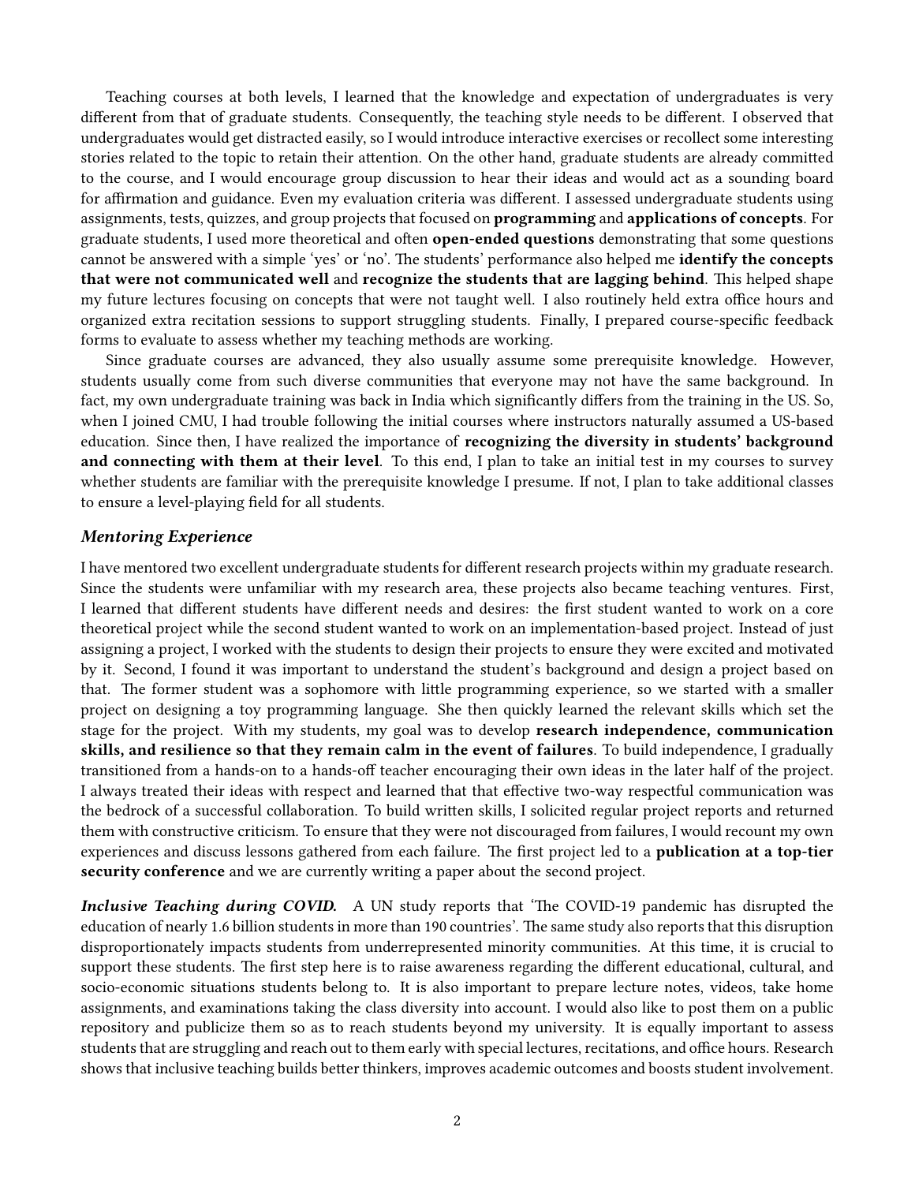Teaching courses at both levels, I learned that the knowledge and expectation of undergraduates is very different from that of graduate students. Consequently, the teaching style needs to be different. I observed that undergraduates would get distracted easily, so I would introduce interactive exercises or recollect some interesting stories related to the topic to retain their attention. On the other hand, graduate students are already committed to the course, and I would encourage group discussion to hear their ideas and would act as a sounding board for affirmation and guidance. Even my evaluation criteria was different. I assessed undergraduate students using assignments, tests, quizzes, and group projects that focused on **programming** and **applications of concepts**. For graduate students, I used more theoretical and often **open-ended questions** demonstrating that some questions cannot be answered with a simple 'yes' or 'no'. The students' performance also helped me **identify the concepts that were not communicated well** and **recognize the students that are lagging behind**. This helped shape my future lectures focusing on concepts that were not taught well. I also routinely held extra office hours and organized extra recitation sessions to support struggling students. Finally, I prepared course-specific feedback forms to evaluate to assess whether my teaching methods are working.

Since graduate courses are advanced, they also usually assume some prerequisite knowledge. However, students usually come from such diverse communities that everyone may not have the same background. In fact, my own undergraduate training was back in India which significantly differs from the training in the US. So, when I joined CMU, I had trouble following the initial courses where instructors naturally assumed a US-based education. Since then, I have realized the importance of **recognizing the diversity in students' background and connecting with them at their level**. To this end, I plan to take an initial test in my courses to survey whether students are familiar with the prerequisite knowledge I presume. If not, I plan to take additional classes to ensure a level-playing field for all students.

### *Mentoring Experience*

I have mentored two excellent undergraduate students for different research projects within my graduate research. Since the students were unfamiliar with my research area, these projects also became teaching ventures. First, I learned that different students have different needs and desires: the first student wanted to work on a core theoretical project while the second student wanted to work on an implementation-based project. Instead of just assigning a project, I worked with the students to design their projects to ensure they were excited and motivated by it. Second, I found it was important to understand the student's background and design a project based on that. The former student was a sophomore with little programming experience, so we started with a smaller project on designing a toy programming language. She then quickly learned the relevant skills which set the stage for the project. With my students, my goal was to develop **research independence, communication skills, and resilience so that they remain calm in the event of failures**. To build independence, I gradually transitioned from a hands-on to a hands-off teacher encouraging their own ideas in the later half of the project. I always treated their ideas with respect and learned that that effective two-way respectful communication was the bedrock of a successful collaboration. To build written skills, I solicited regular project reports and returned them with constructive criticism. To ensure that they were not discouraged from failures, I would recount my own experiences and discuss lessons gathered from each failure. The first project led to a **publication at a top-tier security conference** and we are currently writing a paper about the second project.

***Inclusive Teaching during COVID.*** A UN study reports that 'The COVID-19 pandemic has disrupted the education of nearly 1.6 billion students in more than 190 countries'. The same study also reports that this disruption disproportionately impacts students from underrepresented minority communities. At this time, it is crucial to support these students. The first step here is to raise awareness regarding the different educational, cultural, and socio-economic situations students belong to. It is also important to prepare lecture notes, videos, take home assignments, and examinations taking the class diversity into account. I would also like to post them on a public repository and publicize them so as to reach students beyond my university. It is equally important to assess students that are struggling and reach out to them early with special lectures, recitations, and office hours. Research shows that inclusive teaching builds better thinkers, improves academic outcomes and boosts student involvement.